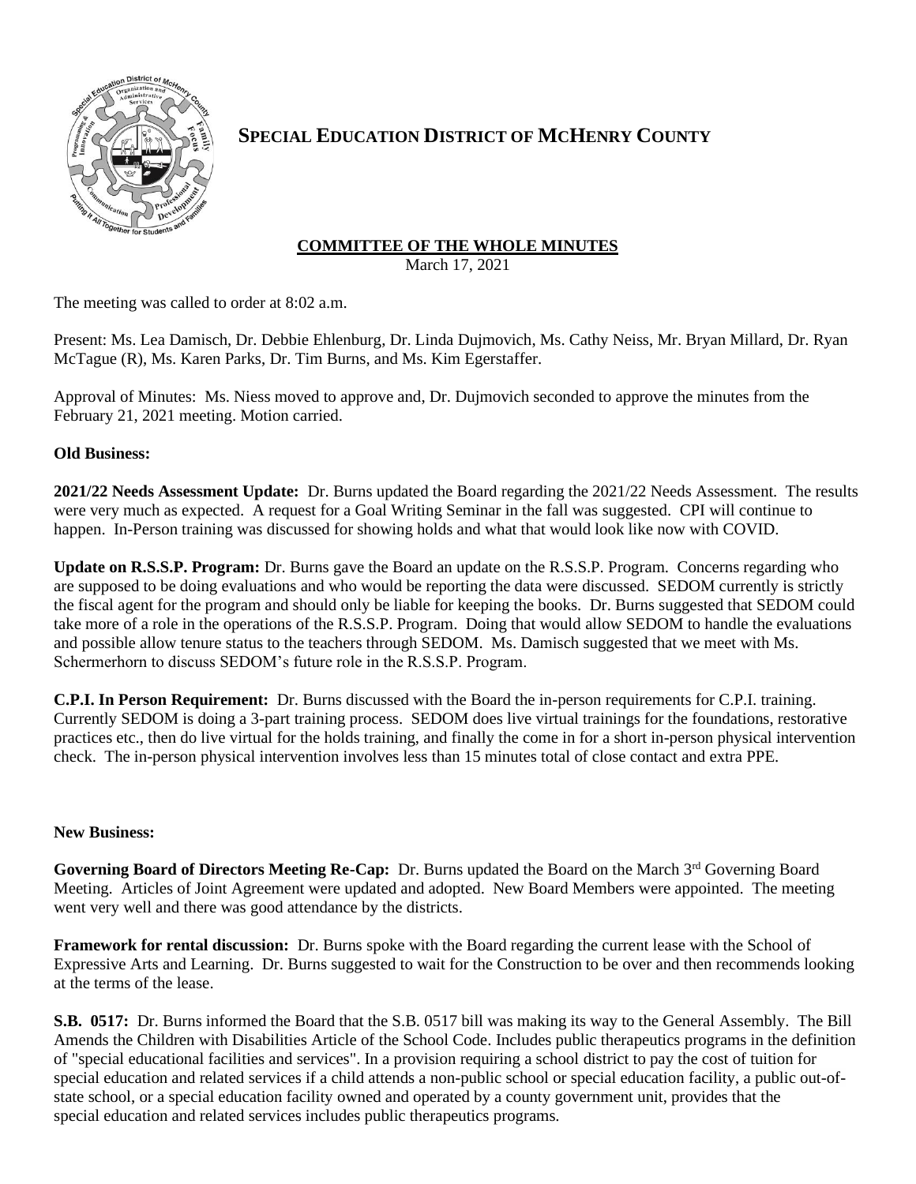# SPECIAL EDUCATION DISTRICT OF MCHENRY COUNTY

**COMMITTEE OF THE WHOLE MINUTES**

March 17, 2021

The meeting was called to order at 8:02 a.m.

Present: Ms. Lea Damisch, Dr. Debbie Ehlenburg, Dr. Linda Dujmovich, Ms. Cathy Neiss, Mr. Bryan Millard, Dr. Ryan McTague (R), Ms. Karen Parks, Dr. Tim Burns, and Ms. Kim Egerstaffer.

Approval of Minutes: Ms. Niess moved to approve and, Dr. Dujmovich seconded to approve the minutes from the February 21, 2021 meeting. Motion carried.

**Old Business:**

**2021/22 Needs Assessment Update:** Dr. Burns updated the Board regarding the 2021/22 Needs Assessment. The results were very much as expected. A request for a Goal Writing Seminar in the fall was suggested. CPI will continue to happen. In-Person training was discussed for showing holds and what that would look like now with COVID.

**Update on R.S.S.P. Program:** Dr. Burns gave the Board an update on the R.S.S.P. Program. Concerns regarding who are supposed to be doing evaluations and who would be reporting the data were discussed. SEDOM currently is strictly the fiscal agent for the program and should only be liable for keeping the books. Dr. Burns suggested that SEDOM could take more of a role in the operations of the R.S.S.P. Program. Doing that would allow SEDOM to handle the evaluations and possible allow tenure status to the teachers through SEDOM. Ms. Damisch suggested that we meet with Ms. Schermerhorn to discuss SEDOM's future role in the R.S.S.P. Program.

**C.P.I. In Person Requirement:** Dr. Burns discussed with the Board the in-person requirements for C.P.I. training. Currently SEDOM is doing a 3-part training process. SEDOM does live virtual trainings for the foundations, restorative practices etc., then do live virtual for the holds training, and finally the come in for a short in-person physical intervention check. The in-person physical intervention involves less than 15 minutes total of close contact and extra PPE.

**New Business:**

**Governing Board of Directors Meeting Re-Cap:** Dr. Burns updated the Board on the March 3rd Governing Board Meeting. Articles of Joint Agreement were updated and adopted. New Board Members were appointed. The meeting went very well and there was good attendance by the districts.

**Framework for rental discussion:** Dr. Burns spoke with the Board regarding the current lease with the School of Expressive Arts and Learning. Dr. Burns suggested to wait for the Construction to be over and then recommends looking at the terms of the lease.

**S.B. 0517:** Dr. Burns informed the Board that the S.B. 0517 bill was making its way to the General Assembly. The Bill Amends the Children with Disabilities Article of the School Code. Includes public therapeutics programs in the definition of "special educational facilities and services". In a provision requiring a school district to pay the cost of tuition for special education and related services if a child attends a non-public school or special education facility, a public out-of-state school, or a special education facility owned and operated by a county government unit, provides that the special education and related services includes public therapeutics programs.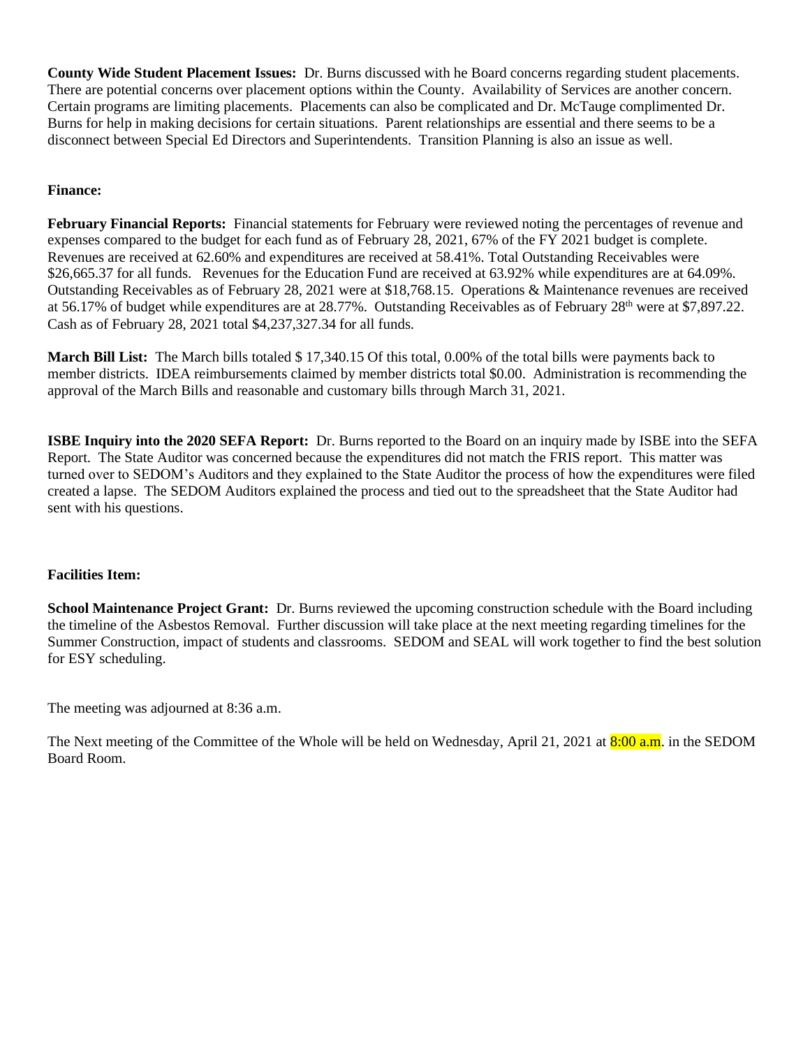**County Wide Student Placement Issues:** Dr. Burns discussed with he Board concerns regarding student placements. There are potential concerns over placement options within the County. Availability of Services are another concern. Certain programs are limiting placements. Placements can also be complicated and Dr. McTauge complimented Dr. Burns for help in making decisions for certain situations. Parent relationships are essential and there seems to be a disconnect between Special Ed Directors and Superintendents. Transition Planning is also an issue as well.

**Finance:**

**February Financial Reports:** Financial statements for February were reviewed noting the percentages of revenue and expenses compared to the budget for each fund as of February 28, 2021, 67% of the FY 2021 budget is complete. Revenues are received at 62.60% and expenditures are received at 58.41%. Total Outstanding Receivables were $26,665.37 for all funds. Revenues for the Education Fund are received at 63.92% while expenditures are at 64.09%. Outstanding Receivables as of February 28, 2021 were at $18,768.15. Operations & Maintenance revenues are received at 56.17% of budget while expenditures are at 28.77%. Outstanding Receivables as of February 28th were at $7,897.22. Cash as of February 28, 2021 total $4,237,327.34 for all funds.

**March Bill List:** The March bills totaled $ 17,340.15 Of this total, 0.00% of the total bills were payments back to member districts. IDEA reimbursements claimed by member districts total $0.00. Administration is recommending the approval of the March Bills and reasonable and customary bills through March 31, 2021.

**ISBE Inquiry into the 2020 SEFA Report:** Dr. Burns reported to the Board on an inquiry made by ISBE into the SEFA Report. The State Auditor was concerned because the expenditures did not match the FRIS report. This matter was turned over to SEDOM's Auditors and they explained to the State Auditor the process of how the expenditures were filed created a lapse. The SEDOM Auditors explained the process and tied out to the spreadsheet that the State Auditor had sent with his questions.

**Facilities Item:**

**School Maintenance Project Grant:** Dr. Burns reviewed the upcoming construction schedule with the Board including the timeline of the Asbestos Removal. Further discussion will take place at the next meeting regarding timelines for the Summer Construction, impact of students and classrooms. SEDOM and SEAL will work together to find the best solution for ESY scheduling.

The meeting was adjourned at 8:36 a.m.

The Next meeting of the Committee of the Whole will be held on Wednesday, April 21, 2021 at 8:00 a.m. in the SEDOM Board Room.